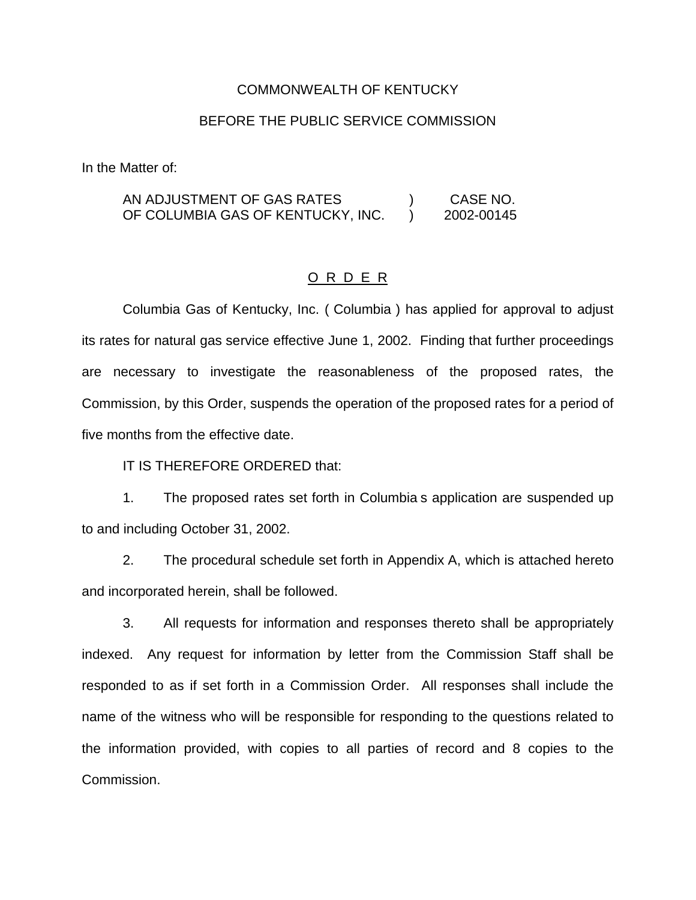COMMONWEALTH OF KENTUCKY

BEFORE THE PUBLIC SERVICE COMMISSION

In the Matter of:

| | | |
|---|---|---|
| AN ADJUSTMENT OF GAS RATES OF COLUMBIA GAS OF KENTUCKY, INC. | ) ) | CASE NO. 2002-00145 |

O R D E R

Columbia Gas of Kentucky, Inc. ( Columbia ) has applied for approval to adjust its rates for natural gas service effective June 1, 2002. Finding that further proceedings are necessary to investigate the reasonableness of the proposed rates, the Commission, by this Order, suspends the operation of the proposed rates for a period of five months from the effective date.

IT IS THEREFORE ORDERED that:

1. The proposed rates set forth in Columbia s application are suspended up to and including October 31, 2002.

2. The procedural schedule set forth in Appendix A, which is attached hereto and incorporated herein, shall be followed.

3. All requests for information and responses thereto shall be appropriately indexed. Any request for information by letter from the Commission Staff shall be responded to as if set forth in a Commission Order. All responses shall include the name of the witness who will be responsible for responding to the questions related to the information provided, with copies to all parties of record and 8 copies to the Commission.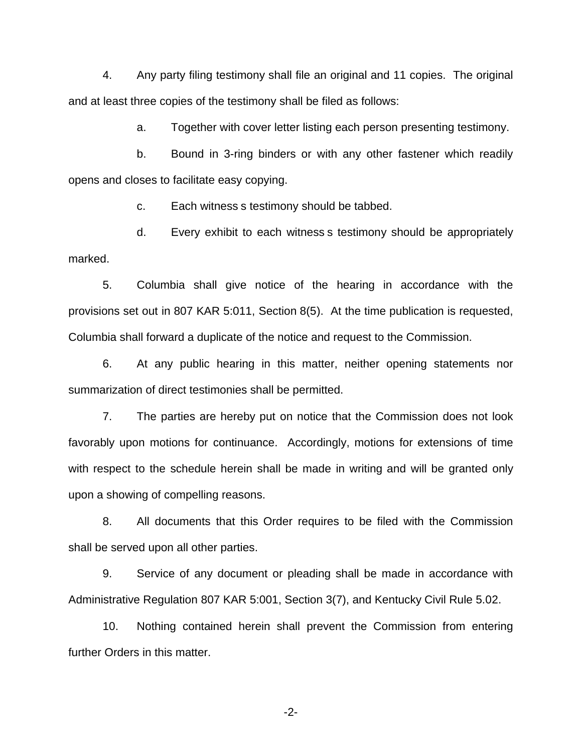4. Any party filing testimony shall file an original and 11 copies. The original and at least three copies of the testimony shall be filed as follows:

   a. Together with cover letter listing each person presenting testimony.

   b. Bound in 3-ring binders or with any other fastener which readily opens and closes to facilitate easy copying.

   c. Each witness s testimony should be tabbed.

   d. Every exhibit to each witness s testimony should be appropriately marked.

5. Columbia shall give notice of the hearing in accordance with the provisions set out in 807 KAR 5:011, Section 8(5). At the time publication is requested, Columbia shall forward a duplicate of the notice and request to the Commission.

6. At any public hearing in this matter, neither opening statements nor summarization of direct testimonies shall be permitted.

7. The parties are hereby put on notice that the Commission does not look favorably upon motions for continuance. Accordingly, motions for extensions of time with respect to the schedule herein shall be made in writing and will be granted only upon a showing of compelling reasons.

8. All documents that this Order requires to be filed with the Commission shall be served upon all other parties.

9. Service of any document or pleading shall be made in accordance with Administrative Regulation 807 KAR 5:001, Section 3(7), and Kentucky Civil Rule 5.02.

10. Nothing contained herein shall prevent the Commission from entering further Orders in this matter.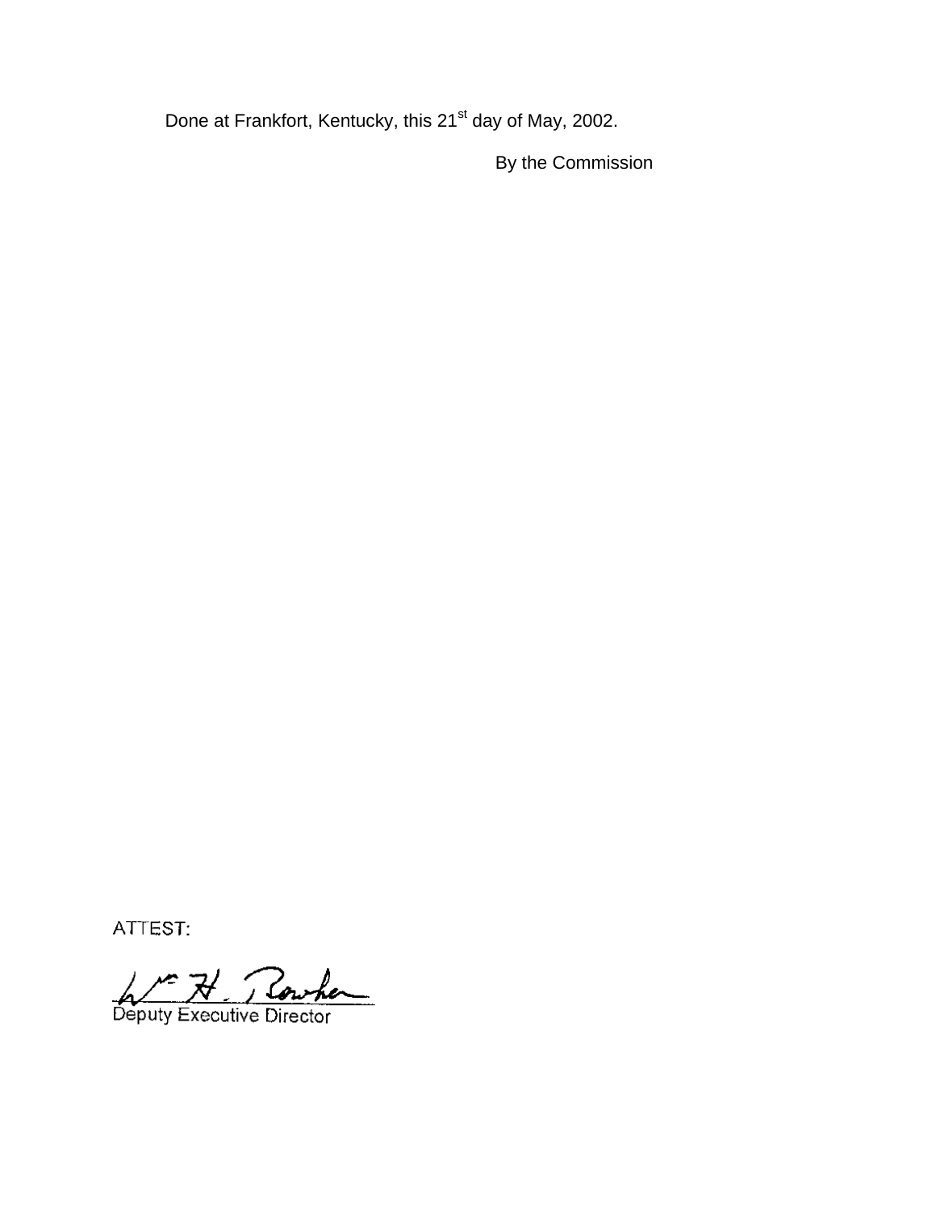Done at Frankfort, Kentucky, this 21st day of May, 2002.

By the Commission

ATTEST:

Wm H. Bowker

Deputy Executive Director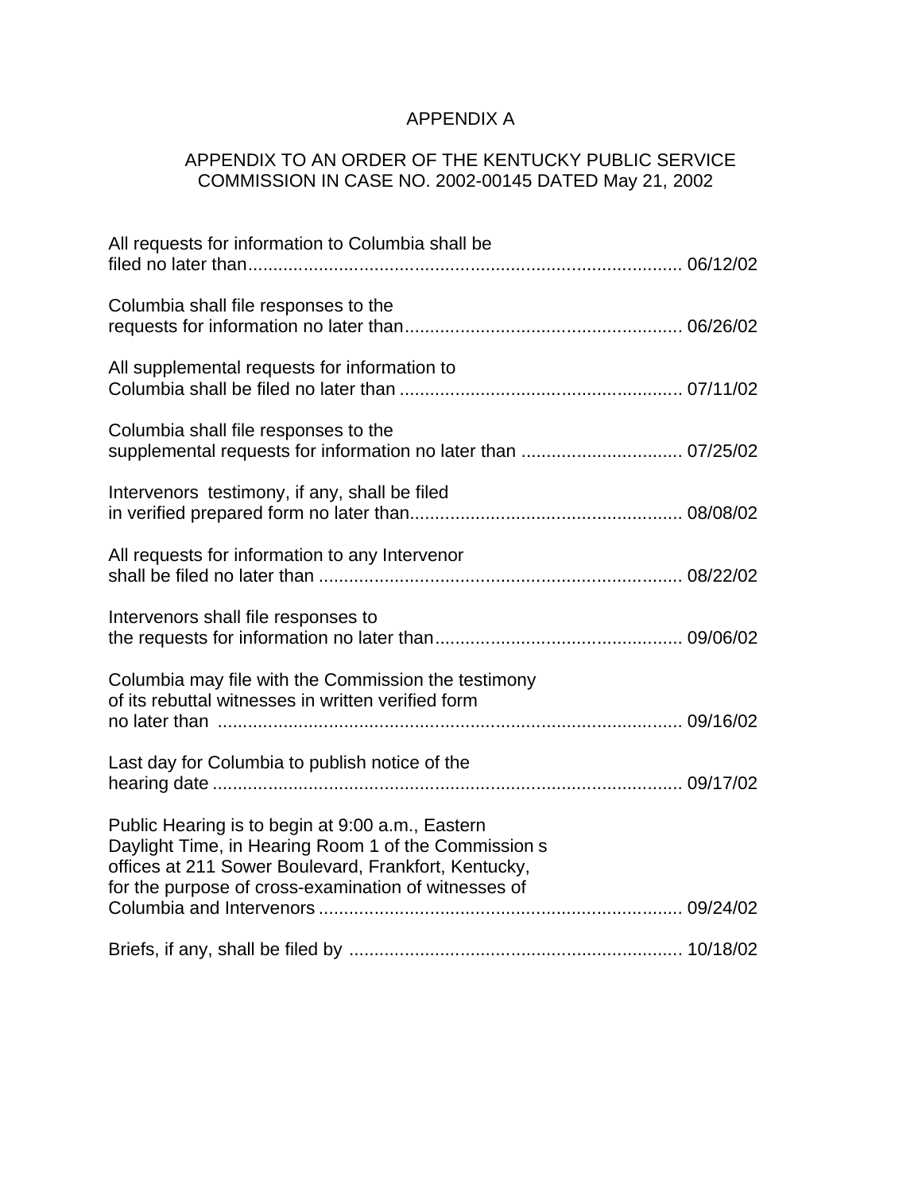# APPENDIX A

## APPENDIX TO AN ORDER OF THE KENTUCKY PUBLIC SERVICE COMMISSION IN CASE NO. 2002-00145 DATED May 21, 2002

All requests for information to Columbia shall be filed no later than...................................................................................... 06/12/02

Columbia shall file responses to the requests for information no later than....................................................... 06/26/02

All supplemental requests for information to Columbia shall be filed no later than ........................................................ 07/11/02

Columbia shall file responses to the supplemental requests for information no later than ................................ 07/25/02

Intervenors testimony, if any, shall be filed in verified prepared form no later than...................................................... 08/08/02

All requests for information to any Intervenor shall be filed no later than ........................................................................ 08/22/02

Intervenors shall file responses to the requests for information no later than................................................ 09/06/02

Columbia may file with the Commission the testimony of its rebuttal witnesses in written verified form no later than ............................................................................................ 09/16/02

Last day for Columbia to publish notice of the hearing date ............................................................................................ 09/17/02

Public Hearing is to begin at 9:00 a.m., Eastern Daylight Time, in Hearing Room 1 of the Commission s offices at 211 Sower Boulevard, Frankfort, Kentucky, for the purpose of cross-examination of witnesses of Columbia and Intervenors ........................................................................ 09/24/02

Briefs, if any, shall be filed by .................................................................. 10/18/02